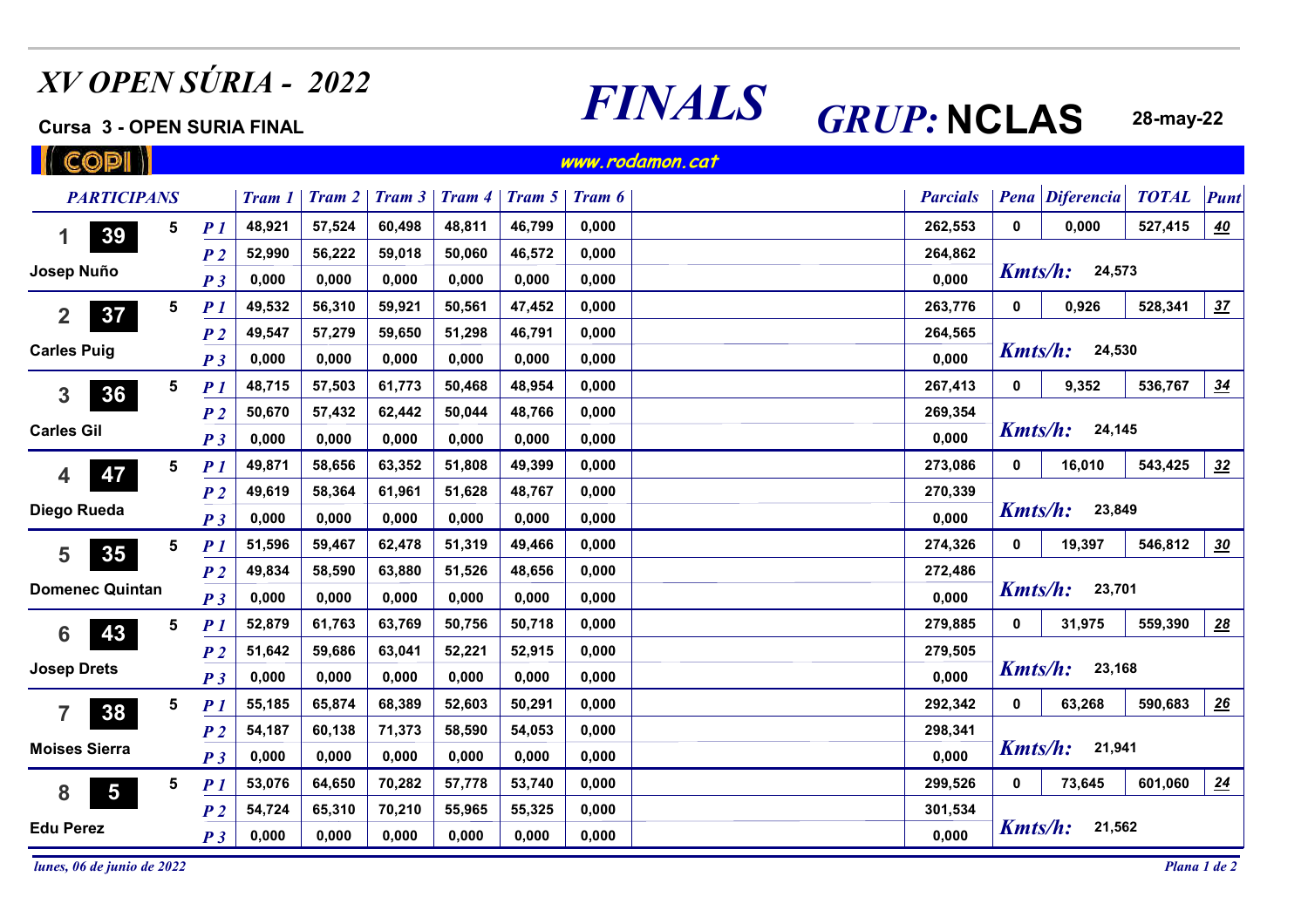# XV OPEN SÚRIA - 2022

**Cursa 3 - OPEN SURIA FINAL**

# FINALS

## GRUP: NCLAS

**28-may-22**

COPI

www.rodamon.cat

| Pos | Dorsal | PARTICIPANS | | | Tram 1 | Tram 2 | Tram 3 | Tram 4 | Tram 5 | Tram 6 | Parcials | Pena | Diferencia | TOTAL | Punt |
|---|---|---|---|---|---|---|---|---|---|---|---|---|---|---|---|
| 1 | 39 | Josep Nuño | 5 | P 1 | 48,921 | 57,524 | 60,498 | 48,811 | 46,799 | 0,000 | 262,553 | 0 | 0,000 | 527,415 | 40 |
| | | | | P 2 | 52,990 | 56,222 | 59,018 | 50,060 | 46,572 | 0,000 | 264,862 | Kmts/h: | 24,573 | | |
| | | | | P 3 | 0,000 | 0,000 | 0,000 | 0,000 | 0,000 | 0,000 | 0,000 | | | | |
| 2 | 37 | Carles Puig | 5 | P 1 | 49,532 | 56,310 | 59,921 | 50,561 | 47,452 | 0,000 | 263,776 | 0 | 0,926 | 528,341 | 37 |
| | | | | P 2 | 49,547 | 57,279 | 59,650 | 51,298 | 46,791 | 0,000 | 264,565 | Kmts/h: | 24,530 | | |
| | | | | P 3 | 0,000 | 0,000 | 0,000 | 0,000 | 0,000 | 0,000 | 0,000 | | | | |
| 3 | 36 | Carles Gil | 5 | P 1 | 48,715 | 57,503 | 61,773 | 50,468 | 48,954 | 0,000 | 267,413 | 0 | 9,352 | 536,767 | 34 |
| | | | | P 2 | 50,670 | 57,432 | 62,442 | 50,044 | 48,766 | 0,000 | 269,354 | Kmts/h: | 24,145 | | |
| | | | | P 3 | 0,000 | 0,000 | 0,000 | 0,000 | 0,000 | 0,000 | 0,000 | | | | |
| 4 | 47 | Diego Rueda | 5 | P 1 | 49,871 | 58,656 | 63,352 | 51,808 | 49,399 | 0,000 | 273,086 | 0 | 16,010 | 543,425 | 32 |
| | | | | P 2 | 49,619 | 58,364 | 61,961 | 51,628 | 48,767 | 0,000 | 270,339 | Kmts/h: | 23,849 | | |
| | | | | P 3 | 0,000 | 0,000 | 0,000 | 0,000 | 0,000 | 0,000 | 0,000 | | | | |
| 5 | 35 | Domenec Quintan | 5 | P 1 | 51,596 | 59,467 | 62,478 | 51,319 | 49,466 | 0,000 | 274,326 | 0 | 19,397 | 546,812 | 30 |
| | | | | P 2 | 49,834 | 58,590 | 63,880 | 51,526 | 48,656 | 0,000 | 272,486 | Kmts/h: | 23,701 | | |
| | | | | P 3 | 0,000 | 0,000 | 0,000 | 0,000 | 0,000 | 0,000 | 0,000 | | | | |
| 6 | 43 | Josep Drets | 5 | P 1 | 52,879 | 61,763 | 63,769 | 50,756 | 50,718 | 0,000 | 279,885 | 0 | 31,975 | 559,390 | 28 |
| | | | | P 2 | 51,642 | 59,686 | 63,041 | 52,221 | 52,915 | 0,000 | 279,505 | Kmts/h: | 23,168 | | |
| | | | | P 3 | 0,000 | 0,000 | 0,000 | 0,000 | 0,000 | 0,000 | 0,000 | | | | |
| 7 | 38 | Moises Sierra | 5 | P 1 | 55,185 | 65,874 | 68,389 | 52,603 | 50,291 | 0,000 | 292,342 | 0 | 63,268 | 590,683 | 26 |
| | | | | P 2 | 54,187 | 60,138 | 71,373 | 58,590 | 54,053 | 0,000 | 298,341 | Kmts/h: | 21,941 | | |
| | | | | P 3 | 0,000 | 0,000 | 0,000 | 0,000 | 0,000 | 0,000 | 0,000 | | | | |
| 8 | 5 | Edu Perez | 5 | P 1 | 53,076 | 64,650 | 70,282 | 57,778 | 53,740 | 0,000 | 299,526 | 0 | 73,645 | 601,060 | 24 |
| | | | | P 2 | 54,724 | 65,310 | 70,210 | 55,965 | 55,325 | 0,000 | 301,534 | Kmts/h: | 21,562 | | |
| | | | | P 3 | 0,000 | 0,000 | 0,000 | 0,000 | 0,000 | 0,000 | 0,000 | | | | |

*lunes, 06 de junio de 2022*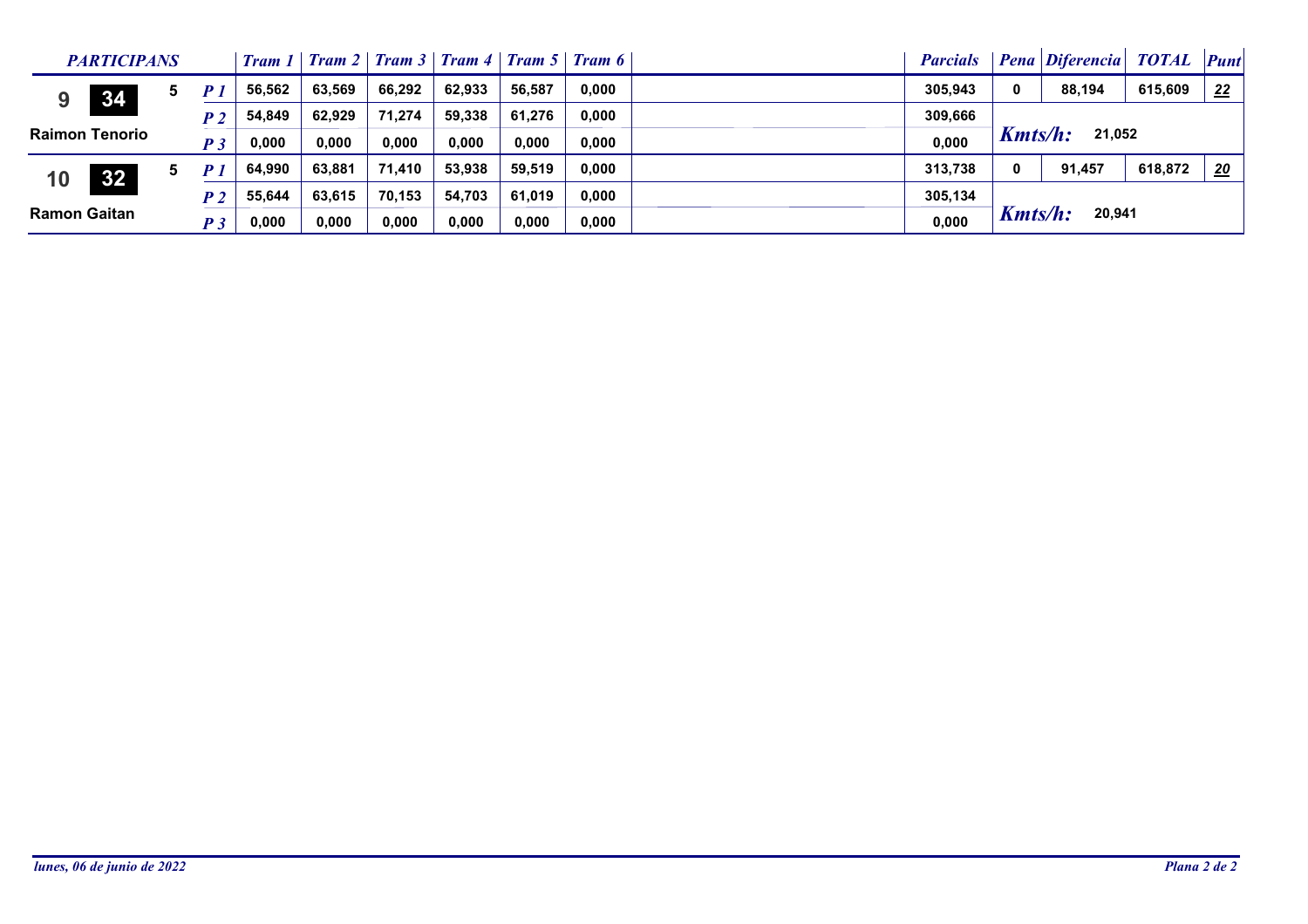| PARTICIPANS | | | | Tram 1 | Tram 2 | Tram 3 | Tram 4 | Tram 5 | Tram 6 | | Parcials | Pena | Diferencia | TOTAL | Punt |
|---|---|---|---|---|---|---|---|---|---|---|---|---|---|---|---|
| 9 | 34 | 5 | P 1 | 56,562 | 63,569 | 66,292 | 62,933 | 56,587 | 0,000 | | 305,943 | 0 | 88,194 | 615,609 | 22 |
| | | | P 2 | 54,849 | 62,929 | 71,274 | 59,338 | 61,276 | 0,000 | | 309,666 | | | | |
| Raimon Tenorio | | | P 3 | 0,000 | 0,000 | 0,000 | 0,000 | 0,000 | 0,000 | | 0,000 | Kmts/h: | 21,052 | | |
| 10 | 32 | 5 | P 1 | 64,990 | 63,881 | 71,410 | 53,938 | 59,519 | 0,000 | | 313,738 | 0 | 91,457 | 618,872 | 20 |
| | | | P 2 | 55,644 | 63,615 | 70,153 | 54,703 | 61,019 | 0,000 | | 305,134 | | | | |
| Ramon Gaitan | | | P 3 | 0,000 | 0,000 | 0,000 | 0,000 | 0,000 | 0,000 | | 0,000 | Kmts/h: | 20,941 | | |

*lunes, 06 de junio de 2022*